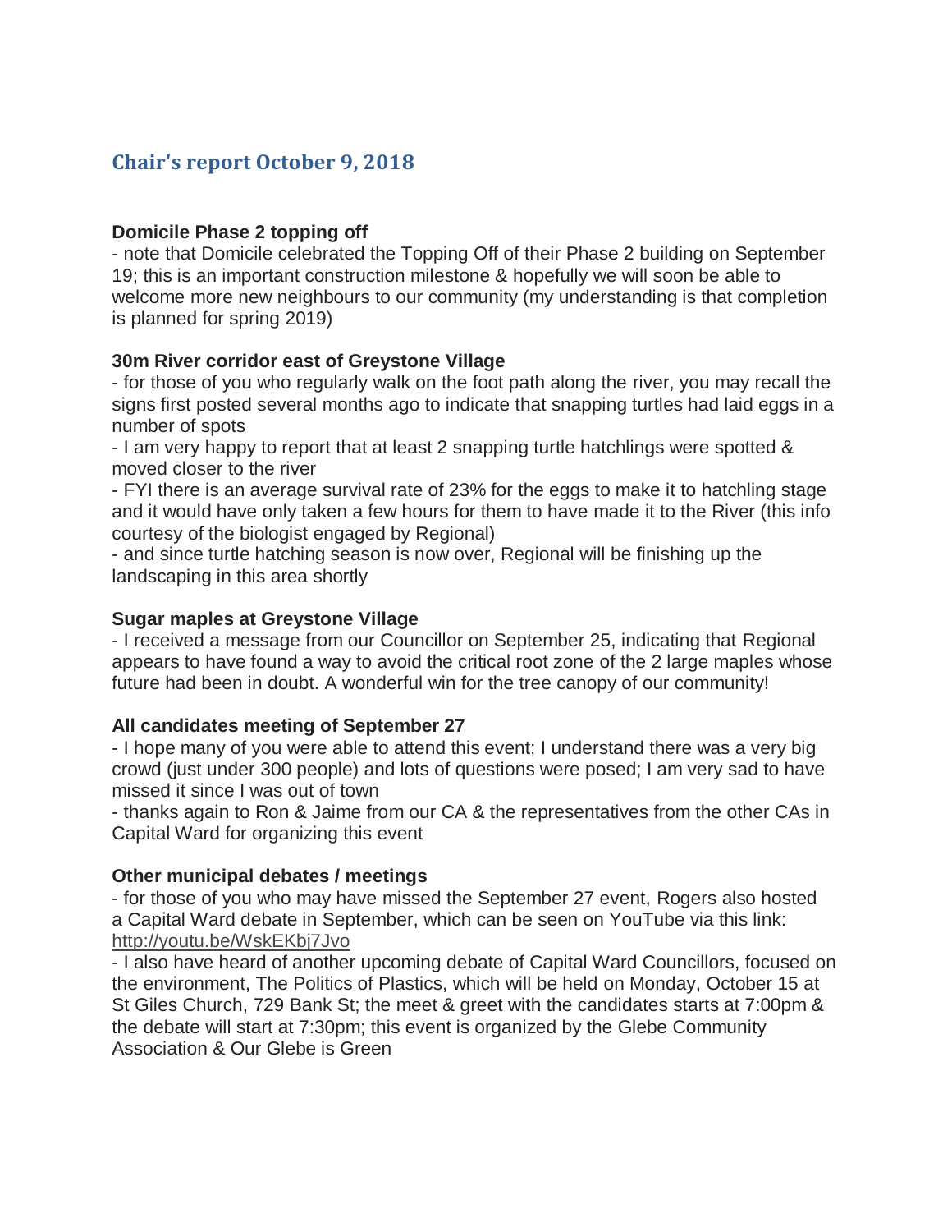## Chair's report October 9, 2018

**Domicile Phase 2 topping off**

- note that Domicile celebrated the Topping Off of their Phase 2 building on September 19; this is an important construction milestone & hopefully we will soon be able to welcome more new neighbours to our community (my understanding is that completion is planned for spring 2019)

**30m River corridor east of Greystone Village**

- for those of you who regularly walk on the foot path along the river, you may recall the signs first posted several months ago to indicate that snapping turtles had laid eggs in a number of spots
- I am very happy to report that at least 2 snapping turtle hatchlings were spotted & moved closer to the river
- FYI there is an average survival rate of 23% for the eggs to make it to hatchling stage and it would have only taken a few hours for them to have made it to the River (this info courtesy of the biologist engaged by Regional)
- and since turtle hatching season is now over, Regional will be finishing up the landscaping in this area shortly

**Sugar maples at Greystone Village**

- I received a message from our Councillor on September 25, indicating that Regional appears to have found a way to avoid the critical root zone of the 2 large maples whose future had been in doubt. A wonderful win for the tree canopy of our community!

**All candidates meeting of September 27**

- I hope many of you were able to attend this event; I understand there was a very big crowd (just under 300 people) and lots of questions were posed; I am very sad to have missed it since I was out of town
- thanks again to Ron & Jaime from our CA & the representatives from the other CAs in Capital Ward for organizing this event

**Other municipal debates / meetings**

- for those of you who may have missed the September 27 event, Rogers also hosted a Capital Ward debate in September, which can be seen on YouTube via this link: http://youtu.be/WskEKbj7Jvo
- I also have heard of another upcoming debate of Capital Ward Councillors, focused on the environment, The Politics of Plastics, which will be held on Monday, October 15 at St Giles Church, 729 Bank St; the meet & greet with the candidates starts at 7:00pm & the debate will start at 7:30pm; this event is organized by the Glebe Community Association & Our Glebe is Green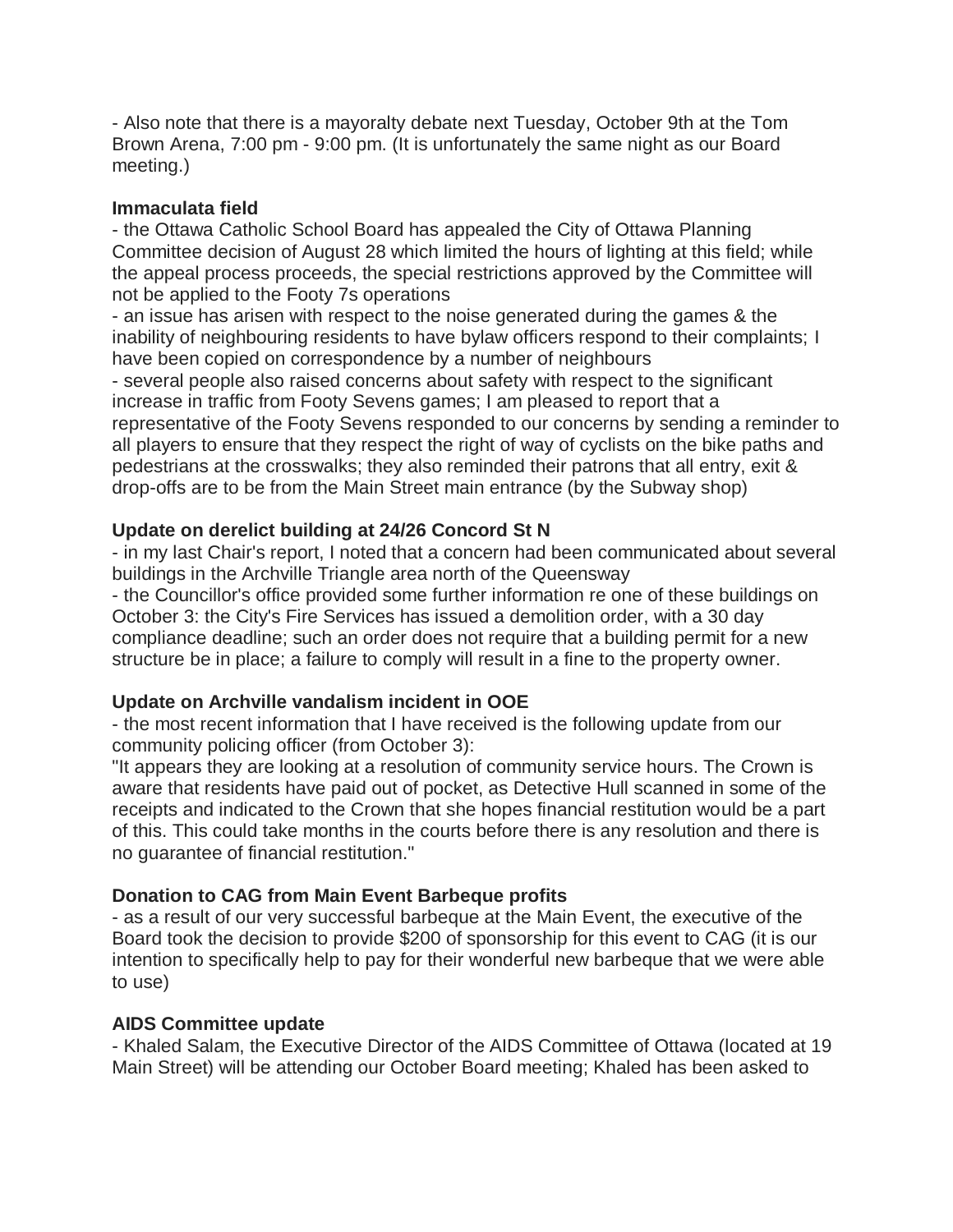- Also note that there is a mayoralty debate next Tuesday, October 9th at the Tom Brown Arena, 7:00 pm - 9:00 pm. (It is unfortunately the same night as our Board meeting.)

**Immaculata field**

- the Ottawa Catholic School Board has appealed the City of Ottawa Planning Committee decision of August 28 which limited the hours of lighting at this field; while the appeal process proceeds, the special restrictions approved by the Committee will not be applied to the Footy 7s operations
- an issue has arisen with respect to the noise generated during the games & the inability of neighbouring residents to have bylaw officers respond to their complaints; I have been copied on correspondence by a number of neighbours
- several people also raised concerns about safety with respect to the significant increase in traffic from Footy Sevens games; I am pleased to report that a representative of the Footy Sevens responded to our concerns by sending a reminder to all players to ensure that they respect the right of way of cyclists on the bike paths and pedestrians at the crosswalks; they also reminded their patrons that all entry, exit & drop-offs are to be from the Main Street main entrance (by the Subway shop)

**Update on derelict building at 24/26 Concord St N**

- in my last Chair's report, I noted that a concern had been communicated about several buildings in the Archville Triangle area north of the Queensway
- the Councillor's office provided some further information re one of these buildings on October 3: the City's Fire Services has issued a demolition order, with a 30 day compliance deadline; such an order does not require that a building permit for a new structure be in place; a failure to comply will result in a fine to the property owner.

**Update on Archville vandalism incident in OOE**

- the most recent information that I have received is the following update from our community policing officer (from October 3):

"It appears they are looking at a resolution of community service hours. The Crown is aware that residents have paid out of pocket, as Detective Hull scanned in some of the receipts and indicated to the Crown that she hopes financial restitution would be a part of this. This could take months in the courts before there is any resolution and there is no guarantee of financial restitution."

**Donation to CAG from Main Event Barbeque profits**

- as a result of our very successful barbeque at the Main Event, the executive of the Board took the decision to provide $200 of sponsorship for this event to CAG (it is our intention to specifically help to pay for their wonderful new barbeque that we were able to use)

**AIDS Committee update**

- Khaled Salam, the Executive Director of the AIDS Committee of Ottawa (located at 19 Main Street) will be attending our October Board meeting; Khaled has been asked to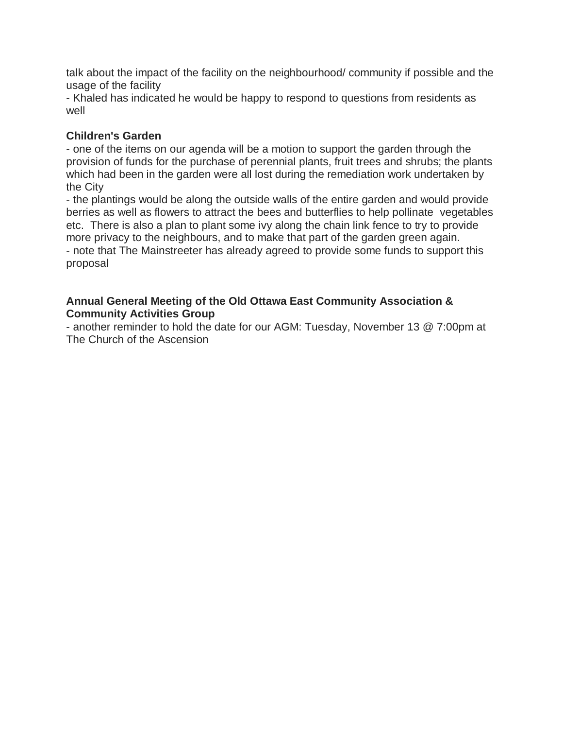talk about the impact of the facility on the neighbourhood/ community if possible and the usage of the facility

- Khaled has indicated he would be happy to respond to questions from residents as well

**Children's Garden**

- one of the items on our agenda will be a motion to support the garden through the provision of funds for the purchase of perennial plants, fruit trees and shrubs; the plants which had been in the garden were all lost during the remediation work undertaken by the City
- the plantings would be along the outside walls of the entire garden and would provide berries as well as flowers to attract the bees and butterflies to help pollinate vegetables etc. There is also a plan to plant some ivy along the chain link fence to try to provide more privacy to the neighbours, and to make that part of the garden green again.
- note that The Mainstreeter has already agreed to provide some funds to support this proposal

**Annual General Meeting of the Old Ottawa East Community Association & Community Activities Group**

- another reminder to hold the date for our AGM: Tuesday, November 13 @ 7:00pm at The Church of the Ascension